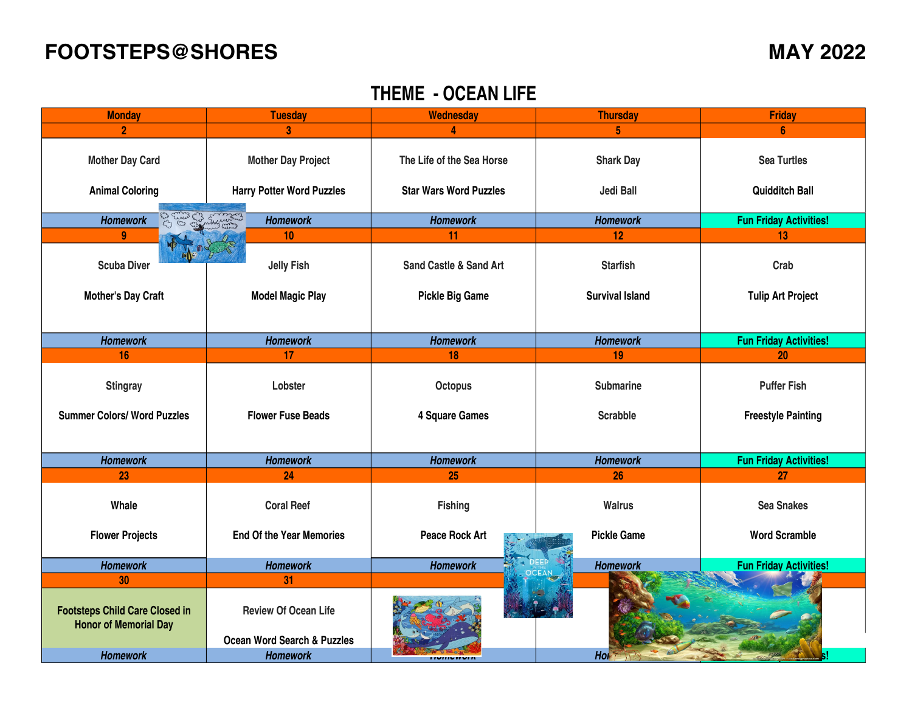**FOOTSTEPS@SHORES** **MAY 2022**

# THEME - OCEAN LIFE

| Monday | Tuesday | Wednesday | Thursday | Friday |
|---|---|---|---|---|
| 2 | 3 | 4 | 5 | 6 |
| Mother Day Card<br><br>Animal Coloring | Mother Day Project<br><br>Harry Potter Word Puzzles | The Life of the Sea Horse<br><br>Star Wars Word Puzzles | Shark Day<br><br>Jedi Ball | Sea Turtles<br><br>Quidditch Ball |
| *Homework* | *Homework* | *Homework* | *Homework* | Fun Friday Activities! |
| 9 | 10 | 11 | 12 | 13 |
| Scuba Diver<br><br>Mother's Day Craft | Jelly Fish<br><br>Model Magic Play | Sand Castle & Sand Art<br><br>Pickle Big Game | Starfish<br><br>Survival Island | Crab<br><br>Tulip Art Project |
| *Homework* | *Homework* | *Homework* | *Homework* | Fun Friday Activities! |
| 16 | 17 | 18 | 19 | 20 |
| Stingray<br><br>Summer Colors/ Word Puzzles | Lobster<br><br>Flower Fuse Beads | Octopus<br><br>4 Square Games | Submarine<br><br>Scrabble | Puffer Fish<br><br>Freestyle Painting |
| *Homework* | *Homework* | *Homework* | *Homework* | Fun Friday Activities! |
| 23 | 24 | 25 | 26 | 27 |
| Whale<br><br>Flower Projects | Coral Reef<br><br>End Of the Year Memories | Fishing<br><br>Peace Rock Art | Walrus<br><br>Pickle Game | Sea Snakes<br><br>Word Scramble |
| *Homework* | *Homework* | *Homework* | *Homework* | Fun Friday Activities! |
| 30 | 31 | | | |
| Footsteps Child Care Closed in Honor of Memorial Day | Review Of Ocean Life<br><br>Ocean Word Search & Puzzles | | | |
| *Homework* | *Homework* | *Homework* | *Homework* | Fun Friday Activities! |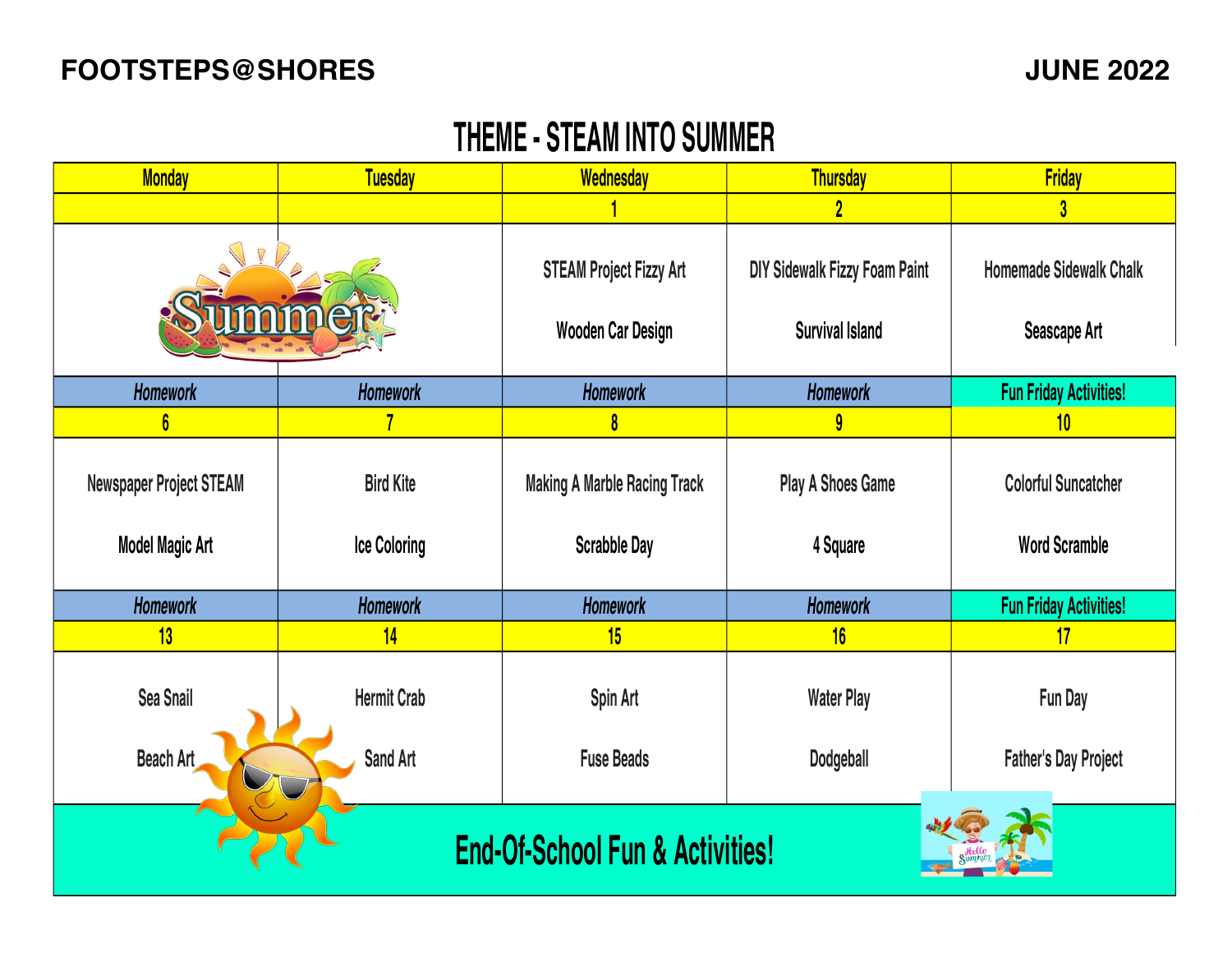**FOOTSTEPS@SHORES** **JUNE 2022**

# THEME - STEAM INTO SUMMER

| Monday | Tuesday | Wednesday | Thursday | Friday |
|---|---|---|---|---|
| | | 1 | 2 | 3 |
| | | STEAM Project Fizzy Art<br><br>Wooden Car Design | DIY Sidewalk Fizzy Foam Paint<br><br>Survival Island | Homemade Sidewalk Chalk<br><br>Seascape Art |
| *Homework* | *Homework* | *Homework* | *Homework* | Fun Friday Activities! |
| 6 | 7 | 8 | 9 | 10 |
| Newspaper Project STEAM<br><br>Model Magic Art | Bird Kite<br><br>Ice Coloring | Making A Marble Racing Track<br><br>Scrabble Day | Play A Shoes Game<br><br>4 Square | Colorful Suncatcher<br><br>Word Scramble |
| *Homework* | *Homework* | *Homework* | *Homework* | Fun Friday Activities! |
| 13 | 14 | 15 | 16 | 17 |
| Sea Snail<br><br>Beach Art | Hermit Crab<br><br>Sand Art | Spin Art<br><br>Fuse Beads | Water Play<br><br>Dodgeball | Fun Day<br><br>Father's Day Project |

**End-Of-School Fun & Activities!**